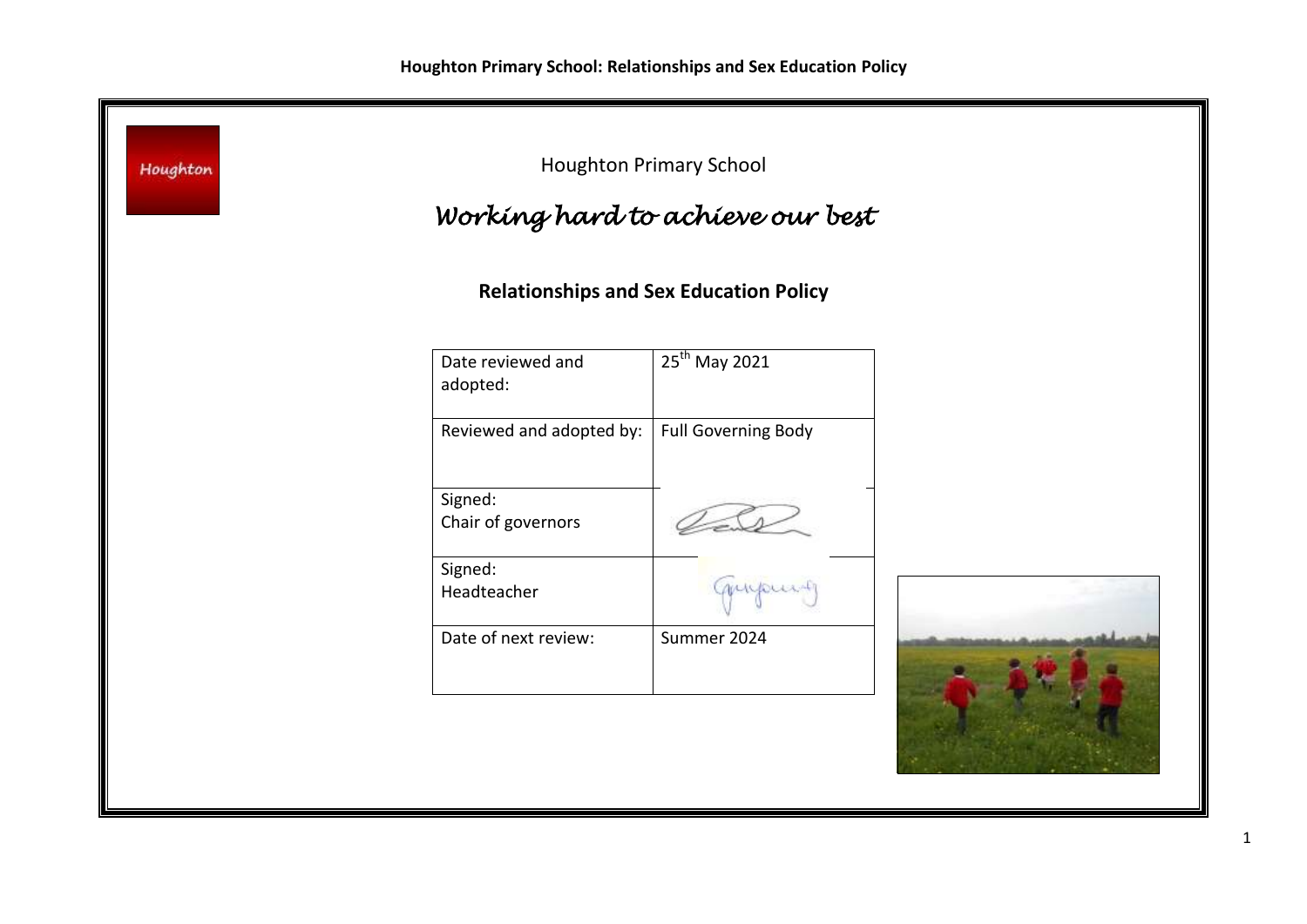Houghton

Houghton Primary School

*Working hard to achieve our best*

## Relationships and Sex Education Policy

| Date reviewed and adopted: | 25th May 2021 |
| --- | --- |
| Reviewed and adopted by: | Full Governing Body |
| Signed: Chair of governors | |
| Signed: Headteacher | |
| Date of next review: | Summer 2024 |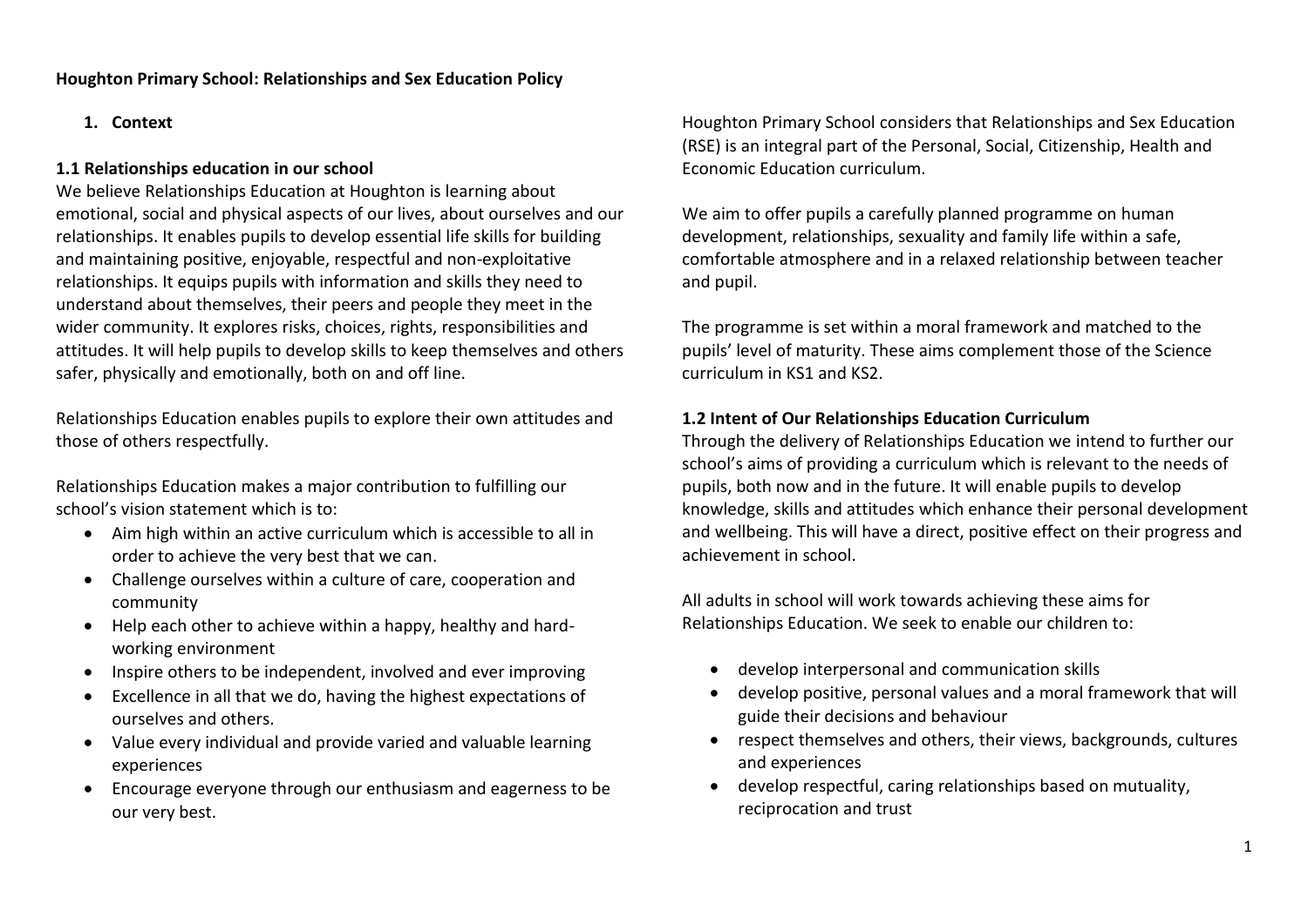**Houghton Primary School: Relationships and Sex Education Policy**

1. **Context**

**1.1 Relationships education in our school**

We believe Relationships Education at Houghton is learning about emotional, social and physical aspects of our lives, about ourselves and our relationships. It enables pupils to develop essential life skills for building and maintaining positive, enjoyable, respectful and non-exploitative relationships. It equips pupils with information and skills they need to understand about themselves, their peers and people they meet in the wider community. It explores risks, choices, rights, responsibilities and attitudes. It will help pupils to develop skills to keep themselves and others safer, physically and emotionally, both on and off line.

Relationships Education enables pupils to explore their own attitudes and those of others respectfully.

Relationships Education makes a major contribution to fulfilling our school's vision statement which is to:

- Aim high within an active curriculum which is accessible to all in order to achieve the very best that we can.
- Challenge ourselves within a culture of care, cooperation and community
- Help each other to achieve within a happy, healthy and hard-working environment
- Inspire others to be independent, involved and ever improving
- Excellence in all that we do, having the highest expectations of ourselves and others.
- Value every individual and provide varied and valuable learning experiences
- Encourage everyone through our enthusiasm and eagerness to be our very best.

Houghton Primary School considers that Relationships and Sex Education (RSE) is an integral part of the Personal, Social, Citizenship, Health and Economic Education curriculum.

We aim to offer pupils a carefully planned programme on human development, relationships, sexuality and family life within a safe, comfortable atmosphere and in a relaxed relationship between teacher and pupil.

The programme is set within a moral framework and matched to the pupils' level of maturity. These aims complement those of the Science curriculum in KS1 and KS2.

**1.2 Intent of Our Relationships Education Curriculum**

Through the delivery of Relationships Education we intend to further our school's aims of providing a curriculum which is relevant to the needs of pupils, both now and in the future. It will enable pupils to develop knowledge, skills and attitudes which enhance their personal development and wellbeing. This will have a direct, positive effect on their progress and achievement in school.

All adults in school will work towards achieving these aims for Relationships Education. We seek to enable our children to:

- develop interpersonal and communication skills
- develop positive, personal values and a moral framework that will guide their decisions and behaviour
- respect themselves and others, their views, backgrounds, cultures and experiences
- develop respectful, caring relationships based on mutuality, reciprocation and trust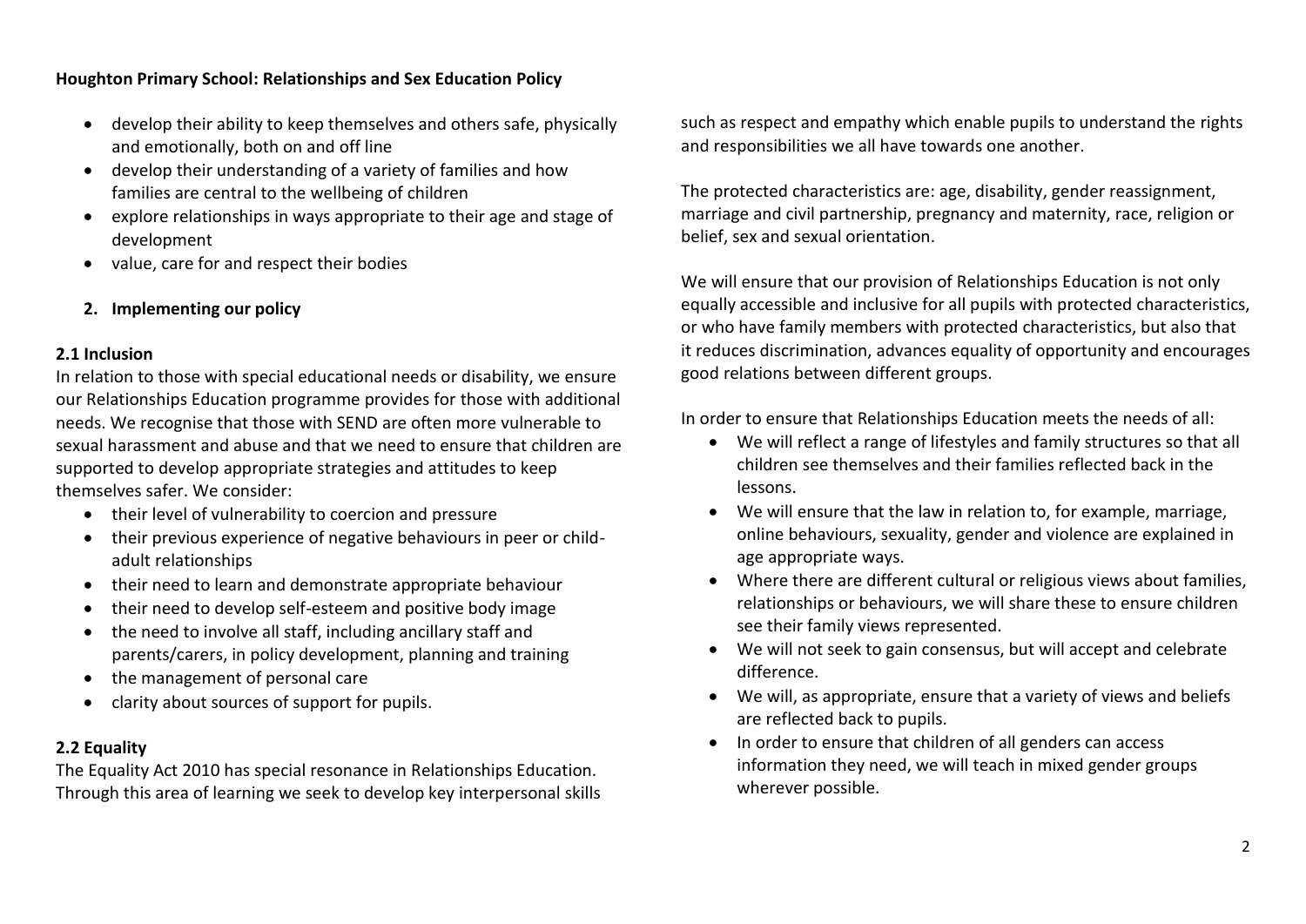**Houghton Primary School: Relationships and Sex Education Policy**

- develop their ability to keep themselves and others safe, physically and emotionally, both on and off line
- develop their understanding of a variety of families and how families are central to the wellbeing of children
- explore relationships in ways appropriate to their age and stage of development
- value, care for and respect their bodies

## 2. Implementing our policy

### 2.1 Inclusion

In relation to those with special educational needs or disability, we ensure our Relationships Education programme provides for those with additional needs. We recognise that those with SEND are often more vulnerable to sexual harassment and abuse and that we need to ensure that children are supported to develop appropriate strategies and attitudes to keep themselves safer. We consider:

- their level of vulnerability to coercion and pressure
- their previous experience of negative behaviours in peer or child-adult relationships
- their need to learn and demonstrate appropriate behaviour
- their need to develop self-esteem and positive body image
- the need to involve all staff, including ancillary staff and parents/carers, in policy development, planning and training
- the management of personal care
- clarity about sources of support for pupils.

### 2.2 Equality

The Equality Act 2010 has special resonance in Relationships Education. Through this area of learning we seek to develop key interpersonal skills such as respect and empathy which enable pupils to understand the rights and responsibilities we all have towards one another.

The protected characteristics are: age, disability, gender reassignment, marriage and civil partnership, pregnancy and maternity, race, religion or belief, sex and sexual orientation.

We will ensure that our provision of Relationships Education is not only equally accessible and inclusive for all pupils with protected characteristics, or who have family members with protected characteristics, but also that it reduces discrimination, advances equality of opportunity and encourages good relations between different groups.

In order to ensure that Relationships Education meets the needs of all:

- We will reflect a range of lifestyles and family structures so that all children see themselves and their families reflected back in the lessons.
- We will ensure that the law in relation to, for example, marriage, online behaviours, sexuality, gender and violence are explained in age appropriate ways.
- Where there are different cultural or religious views about families, relationships or behaviours, we will share these to ensure children see their family views represented.
- We will not seek to gain consensus, but will accept and celebrate difference.
- We will, as appropriate, ensure that a variety of views and beliefs are reflected back to pupils.
- In order to ensure that children of all genders can access information they need, we will teach in mixed gender groups wherever possible.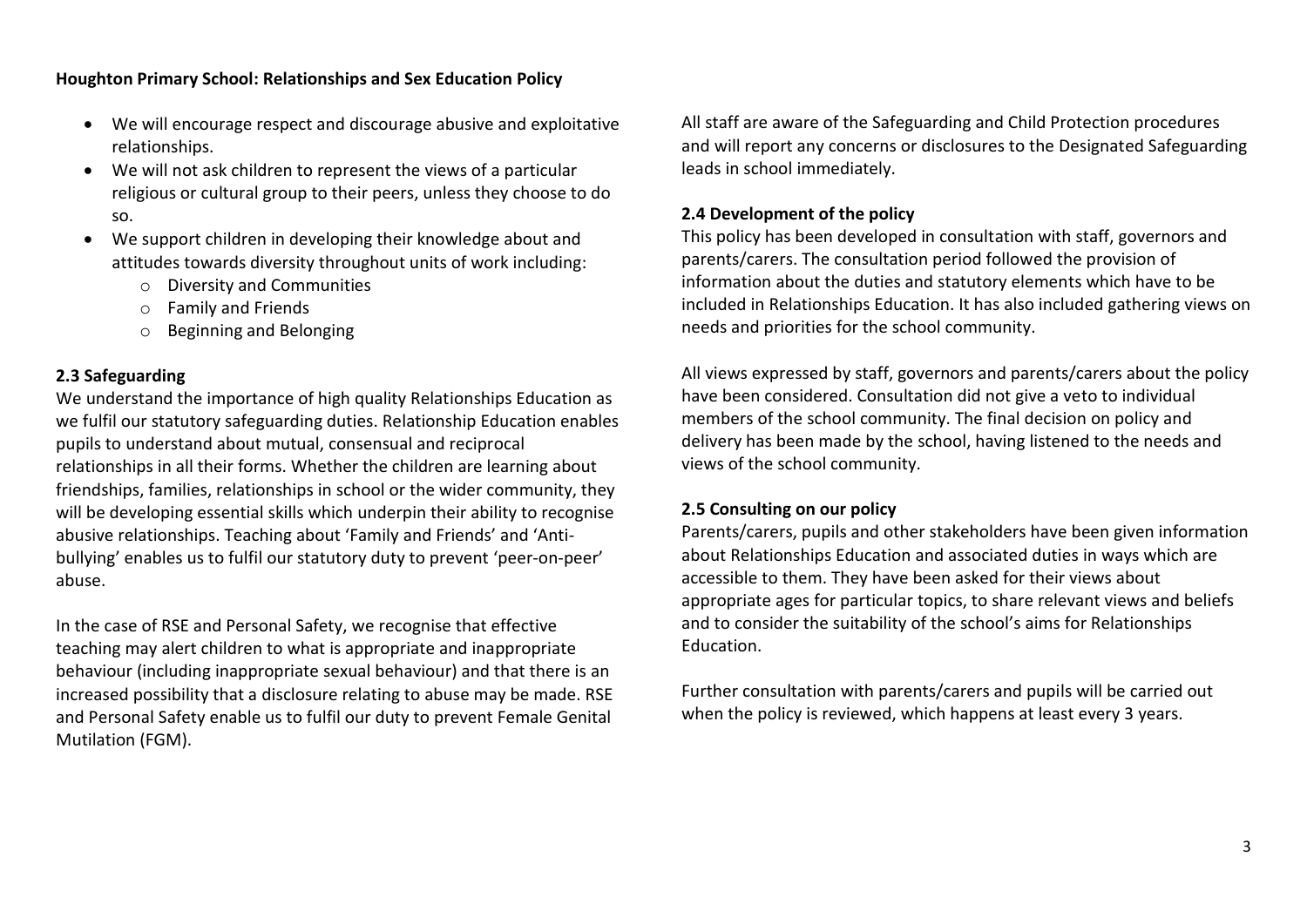**Houghton Primary School: Relationships and Sex Education Policy**

- We will encourage respect and discourage abusive and exploitative relationships.
- We will not ask children to represent the views of a particular religious or cultural group to their peers, unless they choose to do so.
- We support children in developing their knowledge about and attitudes towards diversity throughout units of work including:
  - Diversity and Communities
  - Family and Friends
  - Beginning and Belonging

### 2.3 Safeguarding

We understand the importance of high quality Relationships Education as we fulfil our statutory safeguarding duties. Relationship Education enables pupils to understand about mutual, consensual and reciprocal relationships in all their forms. Whether the children are learning about friendships, families, relationships in school or the wider community, they will be developing essential skills which underpin their ability to recognise abusive relationships. Teaching about 'Family and Friends' and 'Anti-bullying' enables us to fulfil our statutory duty to prevent 'peer-on-peer' abuse.

In the case of RSE and Personal Safety, we recognise that effective teaching may alert children to what is appropriate and inappropriate behaviour (including inappropriate sexual behaviour) and that there is an increased possibility that a disclosure relating to abuse may be made. RSE and Personal Safety enable us to fulfil our duty to prevent Female Genital Mutilation (FGM).

All staff are aware of the Safeguarding and Child Protection procedures and will report any concerns or disclosures to the Designated Safeguarding leads in school immediately.

### 2.4 Development of the policy

This policy has been developed in consultation with staff, governors and parents/carers. The consultation period followed the provision of information about the duties and statutory elements which have to be included in Relationships Education. It has also included gathering views on needs and priorities for the school community.

All views expressed by staff, governors and parents/carers about the policy have been considered. Consultation did not give a veto to individual members of the school community. The final decision on policy and delivery has been made by the school, having listened to the needs and views of the school community.

### 2.5 Consulting on our policy

Parents/carers, pupils and other stakeholders have been given information about Relationships Education and associated duties in ways which are accessible to them. They have been asked for their views about appropriate ages for particular topics, to share relevant views and beliefs and to consider the suitability of the school's aims for Relationships Education.

Further consultation with parents/carers and pupils will be carried out when the policy is reviewed, which happens at least every 3 years.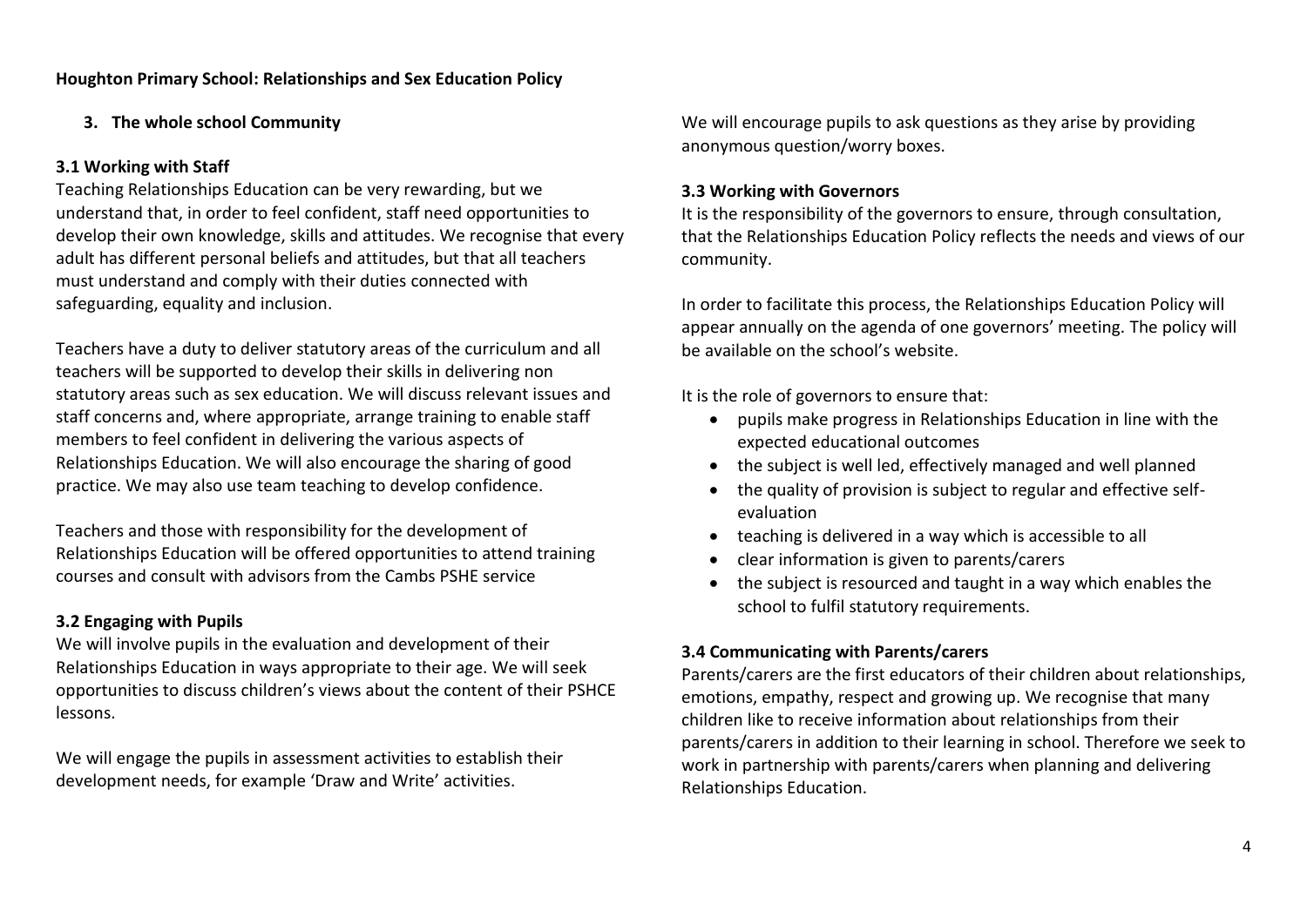**Houghton Primary School: Relationships and Sex Education Policy**

## 3. The whole school Community

### 3.1 Working with Staff

Teaching Relationships Education can be very rewarding, but we understand that, in order to feel confident, staff need opportunities to develop their own knowledge, skills and attitudes. We recognise that every adult has different personal beliefs and attitudes, but that all teachers must understand and comply with their duties connected with safeguarding, equality and inclusion.

Teachers have a duty to deliver statutory areas of the curriculum and all teachers will be supported to develop their skills in delivering non statutory areas such as sex education. We will discuss relevant issues and staff concerns and, where appropriate, arrange training to enable staff members to feel confident in delivering the various aspects of Relationships Education. We will also encourage the sharing of good practice. We may also use team teaching to develop confidence.

Teachers and those with responsibility for the development of Relationships Education will be offered opportunities to attend training courses and consult with advisors from the Cambs PSHE service

### 3.2 Engaging with Pupils

We will involve pupils in the evaluation and development of their Relationships Education in ways appropriate to their age. We will seek opportunities to discuss children's views about the content of their PSHCE lessons.

We will engage the pupils in assessment activities to establish their development needs, for example 'Draw and Write' activities.

We will encourage pupils to ask questions as they arise by providing anonymous question/worry boxes.

### 3.3 Working with Governors

It is the responsibility of the governors to ensure, through consultation, that the Relationships Education Policy reflects the needs and views of our community.

In order to facilitate this process, the Relationships Education Policy will appear annually on the agenda of one governors' meeting. The policy will be available on the school's website.

It is the role of governors to ensure that:

- pupils make progress in Relationships Education in line with the expected educational outcomes
- the subject is well led, effectively managed and well planned
- the quality of provision is subject to regular and effective self-evaluation
- teaching is delivered in a way which is accessible to all
- clear information is given to parents/carers
- the subject is resourced and taught in a way which enables the school to fulfil statutory requirements.

### 3.4 Communicating with Parents/carers

Parents/carers are the first educators of their children about relationships, emotions, empathy, respect and growing up. We recognise that many children like to receive information about relationships from their parents/carers in addition to their learning in school. Therefore we seek to work in partnership with parents/carers when planning and delivering Relationships Education.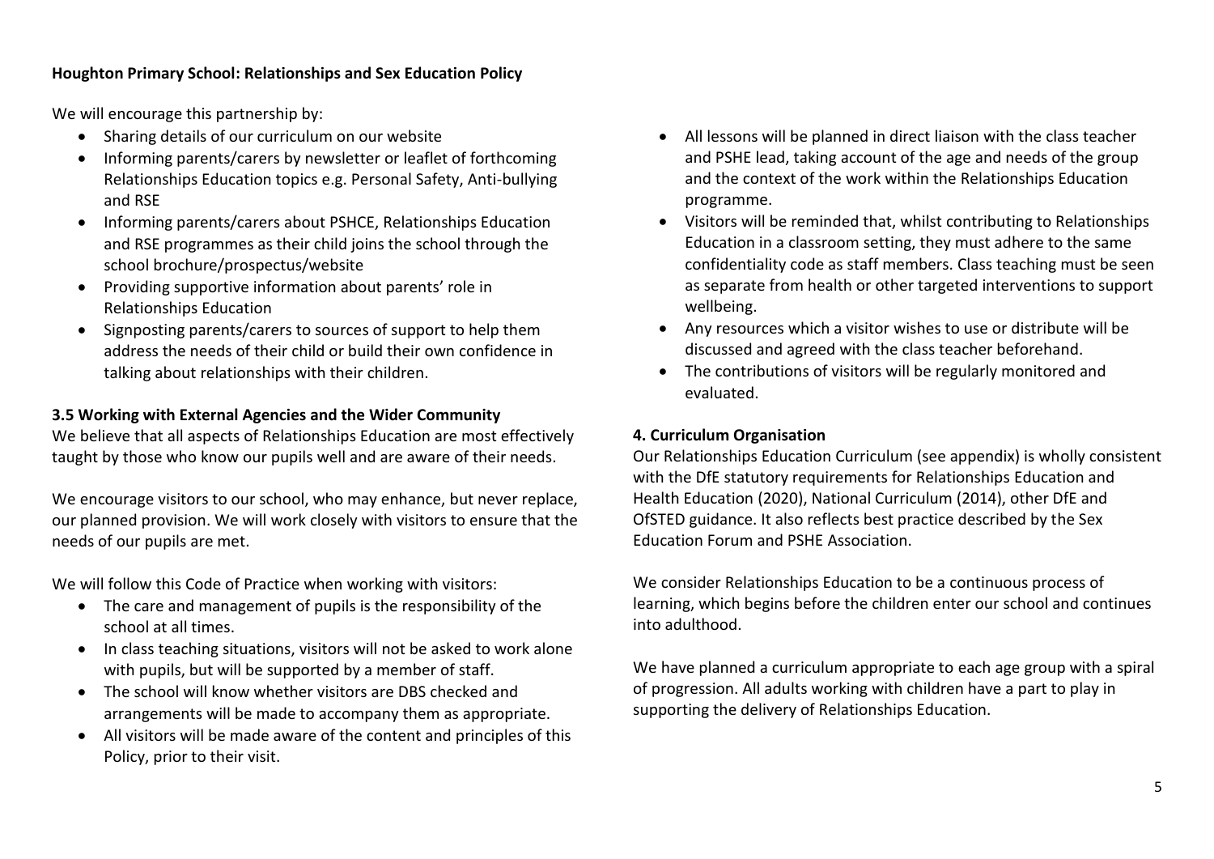We will encourage this partnership by:

- Sharing details of our curriculum on our website
- Informing parents/carers by newsletter or leaflet of forthcoming Relationships Education topics e.g. Personal Safety, Anti-bullying and RSE
- Informing parents/carers about PSHCE, Relationships Education and RSE programmes as their child joins the school through the school brochure/prospectus/website
- Providing supportive information about parents' role in Relationships Education
- Signposting parents/carers to sources of support to help them address the needs of their child or build their own confidence in talking about relationships with their children.

### 3.5 Working with External Agencies and the Wider Community

We believe that all aspects of Relationships Education are most effectively taught by those who know our pupils well and are aware of their needs.

We encourage visitors to our school, who may enhance, but never replace, our planned provision. We will work closely with visitors to ensure that the needs of our pupils are met.

We will follow this Code of Practice when working with visitors:

- The care and management of pupils is the responsibility of the school at all times.
- In class teaching situations, visitors will not be asked to work alone with pupils, but will be supported by a member of staff.
- The school will know whether visitors are DBS checked and arrangements will be made to accompany them as appropriate.
- All visitors will be made aware of the content and principles of this Policy, prior to their visit.
- All lessons will be planned in direct liaison with the class teacher and PSHE lead, taking account of the age and needs of the group and the context of the work within the Relationships Education programme.
- Visitors will be reminded that, whilst contributing to Relationships Education in a classroom setting, they must adhere to the same confidentiality code as staff members. Class teaching must be seen as separate from health or other targeted interventions to support wellbeing.
- Any resources which a visitor wishes to use or distribute will be discussed and agreed with the class teacher beforehand.
- The contributions of visitors will be regularly monitored and evaluated.

## 4. Curriculum Organisation

Our Relationships Education Curriculum (see appendix) is wholly consistent with the DfE statutory requirements for Relationships Education and Health Education (2020), National Curriculum (2014), other DfE and OfSTED guidance. It also reflects best practice described by the Sex Education Forum and PSHE Association.

We consider Relationships Education to be a continuous process of learning, which begins before the children enter our school and continues into adulthood.

We have planned a curriculum appropriate to each age group with a spiral of progression. All adults working with children have a part to play in supporting the delivery of Relationships Education.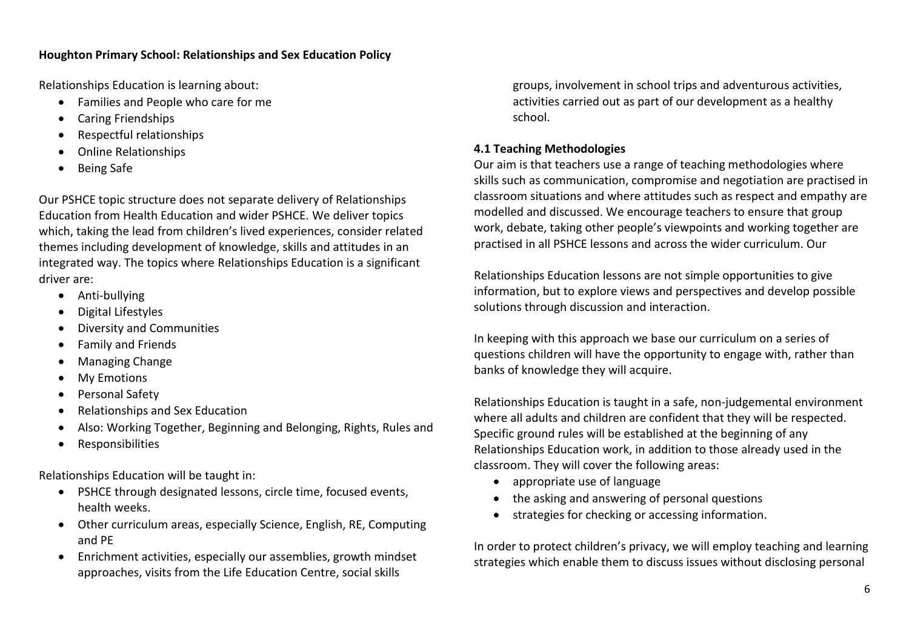**Houghton Primary School: Relationships and Sex Education Policy**

Relationships Education is learning about:

- Families and People who care for me
- Caring Friendships
- Respectful relationships
- Online Relationships
- Being Safe

Our PSHCE topic structure does not separate delivery of Relationships Education from Health Education and wider PSHCE. We deliver topics which, taking the lead from children's lived experiences, consider related themes including development of knowledge, skills and attitudes in an integrated way. The topics where Relationships Education is a significant driver are:

- Anti-bullying
- Digital Lifestyles
- Diversity and Communities
- Family and Friends
- Managing Change
- My Emotions
- Personal Safety
- Relationships and Sex Education
- Also: Working Together, Beginning and Belonging, Rights, Rules and
- Responsibilities

Relationships Education will be taught in:

- PSHCE through designated lessons, circle time, focused events, health weeks.
- Other curriculum areas, especially Science, English, RE, Computing and PE
- Enrichment activities, especially our assemblies, growth mindset approaches, visits from the Life Education Centre, social skills groups, involvement in school trips and adventurous activities, activities carried out as part of our development as a healthy school.

**4.1 Teaching Methodologies**

Our aim is that teachers use a range of teaching methodologies where skills such as communication, compromise and negotiation are practised in classroom situations and where attitudes such as respect and empathy are modelled and discussed. We encourage teachers to ensure that group work, debate, taking other people's viewpoints and working together are practised in all PSHCE lessons and across the wider curriculum. Our

Relationships Education lessons are not simple opportunities to give information, but to explore views and perspectives and develop possible solutions through discussion and interaction.

In keeping with this approach we base our curriculum on a series of questions children will have the opportunity to engage with, rather than banks of knowledge they will acquire.

Relationships Education is taught in a safe, non-judgemental environment where all adults and children are confident that they will be respected. Specific ground rules will be established at the beginning of any Relationships Education work, in addition to those already used in the classroom. They will cover the following areas:

- appropriate use of language
- the asking and answering of personal questions
- strategies for checking or accessing information.

In order to protect children's privacy, we will employ teaching and learning strategies which enable them to discuss issues without disclosing personal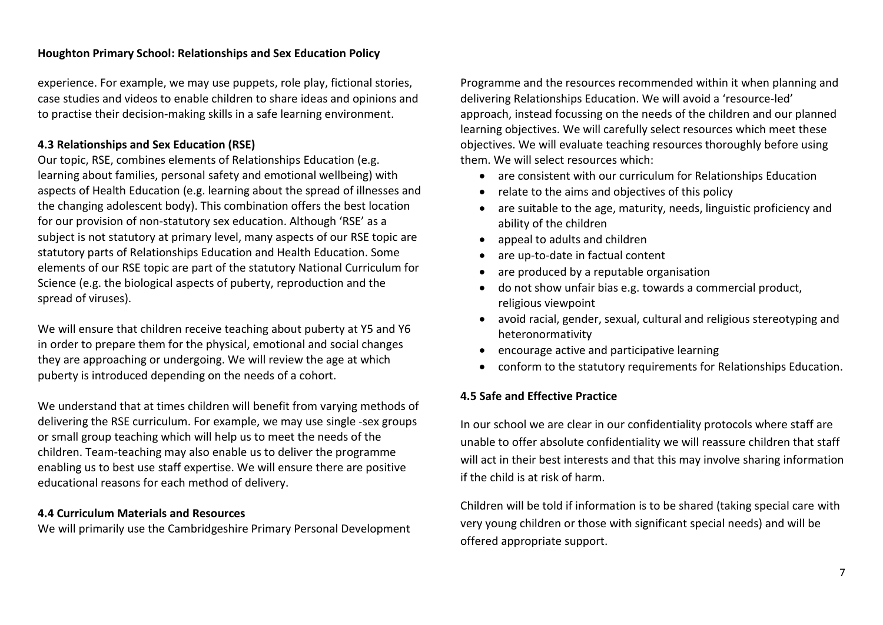experience. For example, we may use puppets, role play, fictional stories, case studies and videos to enable children to share ideas and opinions and to practise their decision-making skills in a safe learning environment.

### 4.3 Relationships and Sex Education (RSE)

Our topic, RSE, combines elements of Relationships Education (e.g. learning about families, personal safety and emotional wellbeing) with aspects of Health Education (e.g. learning about the spread of illnesses and the changing adolescent body). This combination offers the best location for our provision of non-statutory sex education. Although 'RSE' as a subject is not statutory at primary level, many aspects of our RSE topic are statutory parts of Relationships Education and Health Education. Some elements of our RSE topic are part of the statutory National Curriculum for Science (e.g. the biological aspects of puberty, reproduction and the spread of viruses).

We will ensure that children receive teaching about puberty at Y5 and Y6 in order to prepare them for the physical, emotional and social changes they are approaching or undergoing. We will review the age at which puberty is introduced depending on the needs of a cohort.

We understand that at times children will benefit from varying methods of delivering the RSE curriculum. For example, we may use single -sex groups or small group teaching which will help us to meet the needs of the children. Team-teaching may also enable us to deliver the programme enabling us to best use staff expertise. We will ensure there are positive educational reasons for each method of delivery.

### 4.4 Curriculum Materials and Resources

We will primarily use the Cambridgeshire Primary Personal Development Programme and the resources recommended within it when planning and delivering Relationships Education. We will avoid a 'resource-led' approach, instead focussing on the needs of the children and our planned learning objectives. We will carefully select resources which meet these objectives. We will evaluate teaching resources thoroughly before using them. We will select resources which:

- are consistent with our curriculum for Relationships Education
- relate to the aims and objectives of this policy
- are suitable to the age, maturity, needs, linguistic proficiency and ability of the children
- appeal to adults and children
- are up-to-date in factual content
- are produced by a reputable organisation
- do not show unfair bias e.g. towards a commercial product, religious viewpoint
- avoid racial, gender, sexual, cultural and religious stereotyping and heteronormativity
- encourage active and participative learning
- conform to the statutory requirements for Relationships Education.

### 4.5 Safe and Effective Practice

In our school we are clear in our confidentiality protocols where staff are unable to offer absolute confidentiality we will reassure children that staff will act in their best interests and that this may involve sharing information if the child is at risk of harm.

Children will be told if information is to be shared (taking special care with very young children or those with significant special needs) and will be offered appropriate support.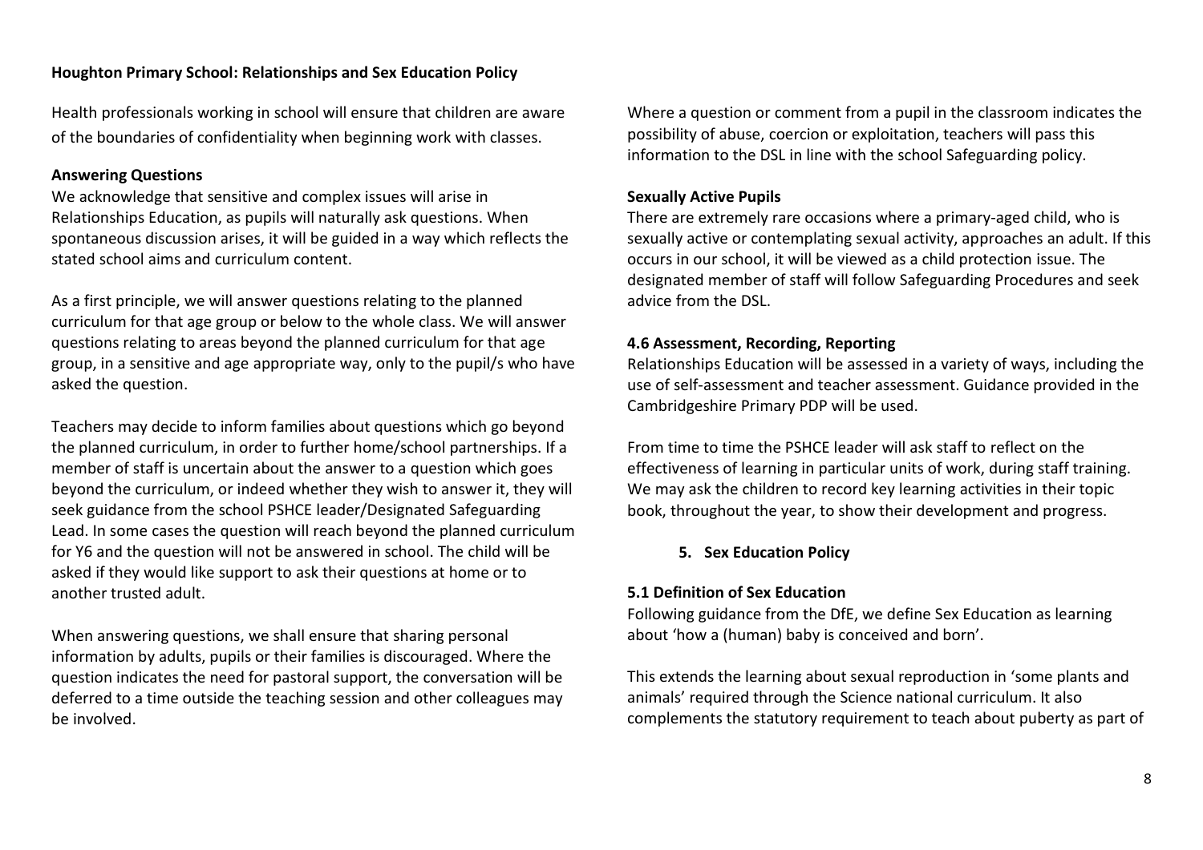Health professionals working in school will ensure that children are aware of the boundaries of confidentiality when beginning work with classes.

**Answering Questions**

We acknowledge that sensitive and complex issues will arise in Relationships Education, as pupils will naturally ask questions. When spontaneous discussion arises, it will be guided in a way which reflects the stated school aims and curriculum content.

As a first principle, we will answer questions relating to the planned curriculum for that age group or below to the whole class. We will answer questions relating to areas beyond the planned curriculum for that age group, in a sensitive and age appropriate way, only to the pupil/s who have asked the question.

Teachers may decide to inform families about questions which go beyond the planned curriculum, in order to further home/school partnerships. If a member of staff is uncertain about the answer to a question which goes beyond the curriculum, or indeed whether they wish to answer it, they will seek guidance from the school PSHCE leader/Designated Safeguarding Lead. In some cases the question will reach beyond the planned curriculum for Y6 and the question will not be answered in school. The child will be asked if they would like support to ask their questions at home or to another trusted adult.

When answering questions, we shall ensure that sharing personal information by adults, pupils or their families is discouraged. Where the question indicates the need for pastoral support, the conversation will be deferred to a time outside the teaching session and other colleagues may be involved.

Where a question or comment from a pupil in the classroom indicates the possibility of abuse, coercion or exploitation, teachers will pass this information to the DSL in line with the school Safeguarding policy.

**Sexually Active Pupils**

There are extremely rare occasions where a primary-aged child, who is sexually active or contemplating sexual activity, approaches an adult. If this occurs in our school, it will be viewed as a child protection issue. The designated member of staff will follow Safeguarding Procedures and seek advice from the DSL.

**4.6 Assessment, Recording, Reporting**

Relationships Education will be assessed in a variety of ways, including the use of self-assessment and teacher assessment. Guidance provided in the Cambridgeshire Primary PDP will be used.

From time to time the PSHCE leader will ask staff to reflect on the effectiveness of learning in particular units of work, during staff training. We may ask the children to record key learning activities in their topic book, throughout the year, to show their development and progress.

## 5. Sex Education Policy

**5.1 Definition of Sex Education**

Following guidance from the DfE, we define Sex Education as learning about 'how a (human) baby is conceived and born'.

This extends the learning about sexual reproduction in 'some plants and animals' required through the Science national curriculum. It also complements the statutory requirement to teach about puberty as part of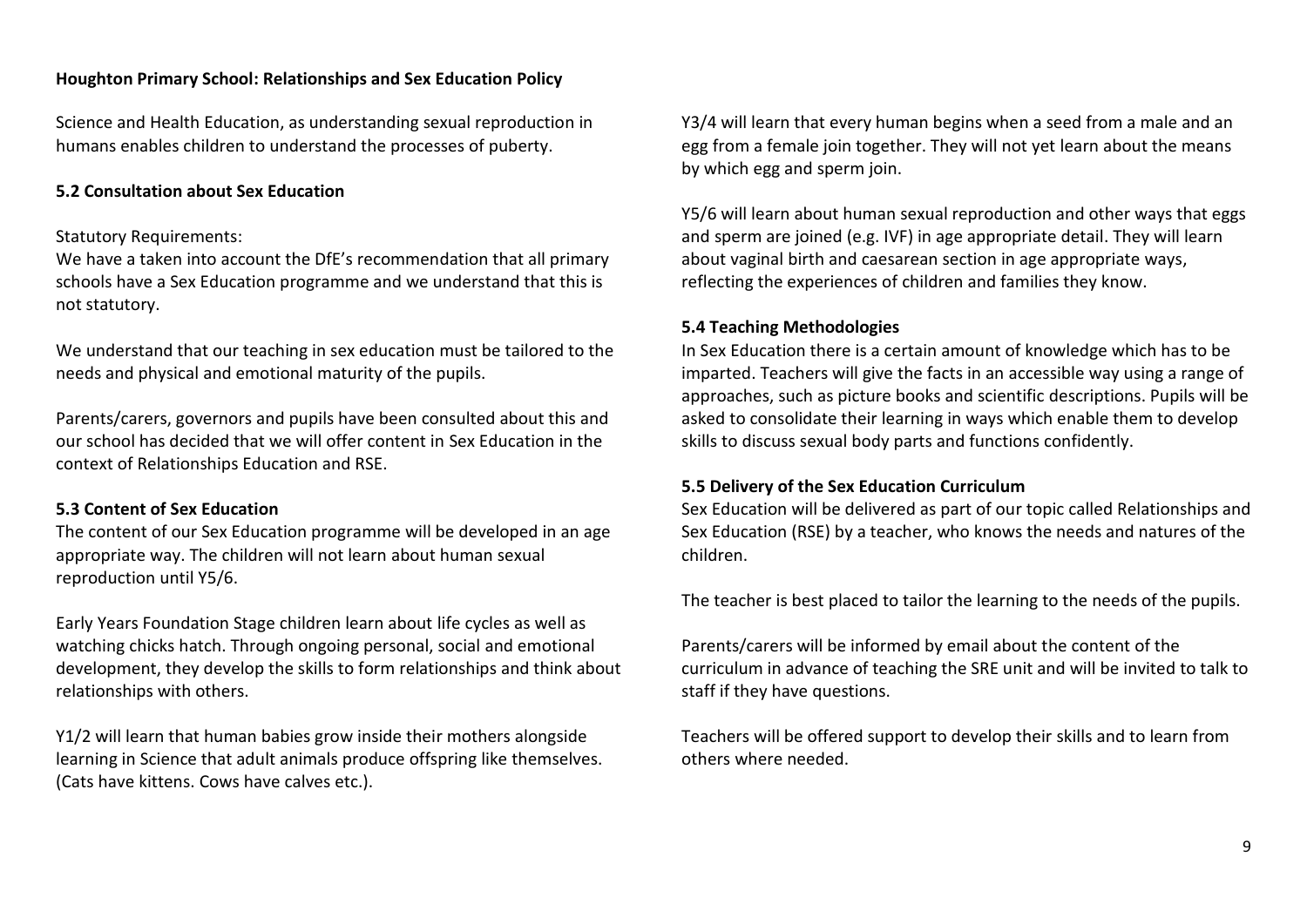Science and Health Education, as understanding sexual reproduction in humans enables children to understand the processes of puberty.

### 5.2 Consultation about Sex Education

Statutory Requirements:
We have a taken into account the DfE's recommendation that all primary schools have a Sex Education programme and we understand that this is not statutory.

We understand that our teaching in sex education must be tailored to the needs and physical and emotional maturity of the pupils.

Parents/carers, governors and pupils have been consulted about this and our school has decided that we will offer content in Sex Education in the context of Relationships Education and RSE.

### 5.3 Content of Sex Education

The content of our Sex Education programme will be developed in an age appropriate way. The children will not learn about human sexual reproduction until Y5/6.

Early Years Foundation Stage children learn about life cycles as well as watching chicks hatch. Through ongoing personal, social and emotional development, they develop the skills to form relationships and think about relationships with others.

Y1/2 will learn that human babies grow inside their mothers alongside learning in Science that adult animals produce offspring like themselves. (Cats have kittens. Cows have calves etc.).

Y3/4 will learn that every human begins when a seed from a male and an egg from a female join together. They will not yet learn about the means by which egg and sperm join.

Y5/6 will learn about human sexual reproduction and other ways that eggs and sperm are joined (e.g. IVF) in age appropriate detail. They will learn about vaginal birth and caesarean section in age appropriate ways, reflecting the experiences of children and families they know.

### 5.4 Teaching Methodologies

In Sex Education there is a certain amount of knowledge which has to be imparted. Teachers will give the facts in an accessible way using a range of approaches, such as picture books and scientific descriptions. Pupils will be asked to consolidate their learning in ways which enable them to develop skills to discuss sexual body parts and functions confidently.

### 5.5 Delivery of the Sex Education Curriculum

Sex Education will be delivered as part of our topic called Relationships and Sex Education (RSE) by a teacher, who knows the needs and natures of the children.

The teacher is best placed to tailor the learning to the needs of the pupils.

Parents/carers will be informed by email about the content of the curriculum in advance of teaching the SRE unit and will be invited to talk to staff if they have questions.

Teachers will be offered support to develop their skills and to learn from others where needed.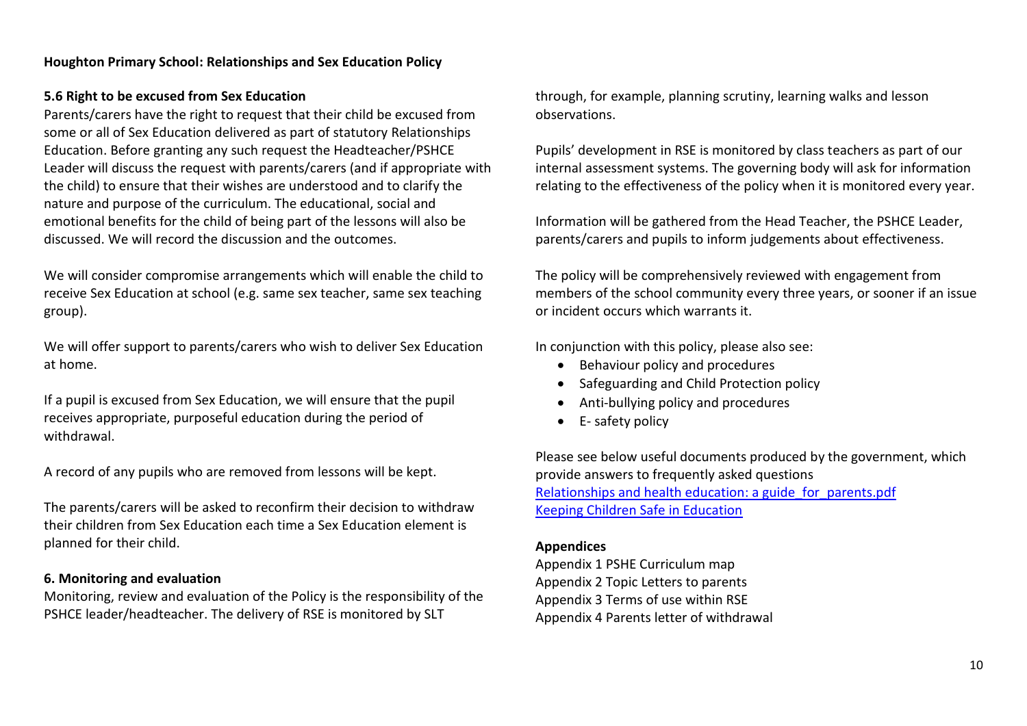**Houghton Primary School: Relationships and Sex Education Policy**

### 5.6 Right to be excused from Sex Education

Parents/carers have the right to request that their child be excused from some or all of Sex Education delivered as part of statutory Relationships Education. Before granting any such request the Headteacher/PSHCE Leader will discuss the request with parents/carers (and if appropriate with the child) to ensure that their wishes are understood and to clarify the nature and purpose of the curriculum. The educational, social and emotional benefits for the child of being part of the lessons will also be discussed. We will record the discussion and the outcomes.

We will consider compromise arrangements which will enable the child to receive Sex Education at school (e.g. same sex teacher, same sex teaching group).

We will offer support to parents/carers who wish to deliver Sex Education at home.

If a pupil is excused from Sex Education, we will ensure that the pupil receives appropriate, purposeful education during the period of withdrawal.

A record of any pupils who are removed from lessons will be kept.

The parents/carers will be asked to reconfirm their decision to withdraw their children from Sex Education each time a Sex Education element is planned for their child.

### 6. Monitoring and evaluation

Monitoring, review and evaluation of the Policy is the responsibility of the PSHCE leader/headteacher. The delivery of RSE is monitored by SLT through, for example, planning scrutiny, learning walks and lesson observations.

Pupils' development in RSE is monitored by class teachers as part of our internal assessment systems. The governing body will ask for information relating to the effectiveness of the policy when it is monitored every year.

Information will be gathered from the Head Teacher, the PSHCE Leader, parents/carers and pupils to inform judgements about effectiveness.

The policy will be comprehensively reviewed with engagement from members of the school community every three years, or sooner if an issue or incident occurs which warrants it.

In conjunction with this policy, please also see:

- Behaviour policy and procedures
- Safeguarding and Child Protection policy
- Anti-bullying policy and procedures
- E- safety policy

Please see below useful documents produced by the government, which provide answers to frequently asked questions
Relationships and health education: a guide_for_parents.pdf
Keeping Children Safe in Education

**Appendices**

Appendix 1 PSHE Curriculum map
Appendix 2 Topic Letters to parents
Appendix 3 Terms of use within RSE
Appendix 4 Parents letter of withdrawal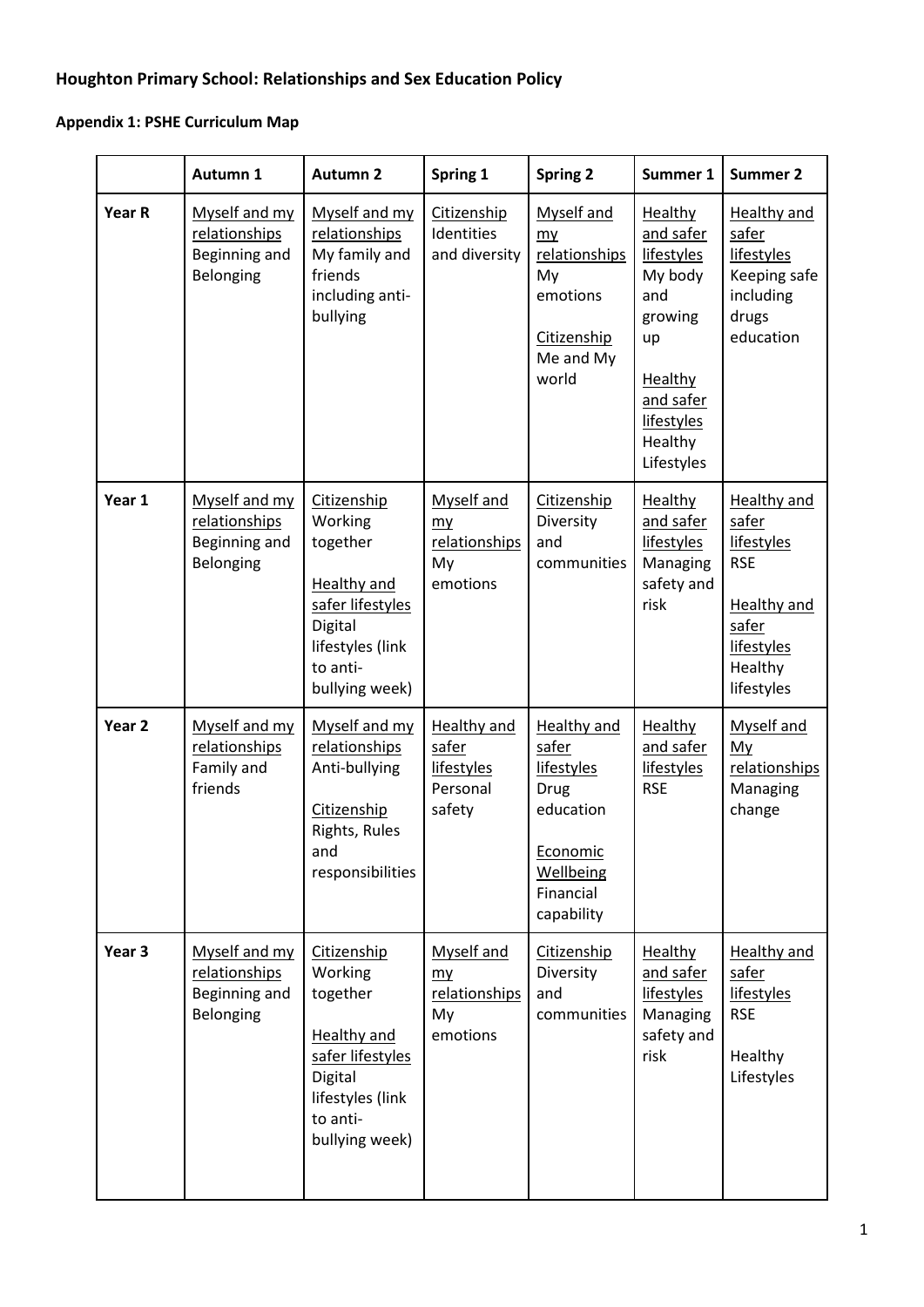**Houghton Primary School: Relationships and Sex Education Policy**

**Appendix 1: PSHE Curriculum Map**

| | Autumn 1 | Autumn 2 | Spring 1 | Spring 2 | Summer 1 | Summer 2 |
|---|---|---|---|---|---|---|
| **Year R** | Myself and my relationships Beginning and Belonging | Myself and my relationships My family and friends including anti-bullying | Citizenship Identities and diversity | Myself and my relationships My emotions<br><br>Citizenship Me and My world | Healthy and safer lifestyles My body and growing up<br><br>Healthy and safer lifestyles Healthy Lifestyles | Healthy and safer lifestyles Keeping safe including drugs education |
| **Year 1** | Myself and my relationships Beginning and Belonging | Citizenship Working together<br><br>Healthy and safer lifestyles Digital lifestyles (link to anti-bullying week) | Myself and my relationships My emotions | Citizenship Diversity and communities | Healthy and safer lifestyles Managing safety and risk | Healthy and safer lifestyles RSE<br><br>Healthy and safer lifestyles Healthy lifestyles |
| **Year 2** | Myself and my relationships Family and friends | Myself and my relationships Anti-bullying<br><br>Citizenship Rights, Rules and responsibilities | Healthy and safer lifestyles Personal safety | Healthy and safer lifestyles Drug education<br><br>Economic Wellbeing Financial capability | Healthy and safer lifestyles RSE | Myself and My relationships Managing change |
| **Year 3** | Myself and my relationships Beginning and Belonging | Citizenship Working together<br><br>Healthy and safer lifestyles Digital lifestyles (link to anti-bullying week) | Myself and my relationships My emotions | Citizenship Diversity and communities | Healthy and safer lifestyles Managing safety and risk | Healthy and safer lifestyles RSE<br><br>Healthy Lifestyles |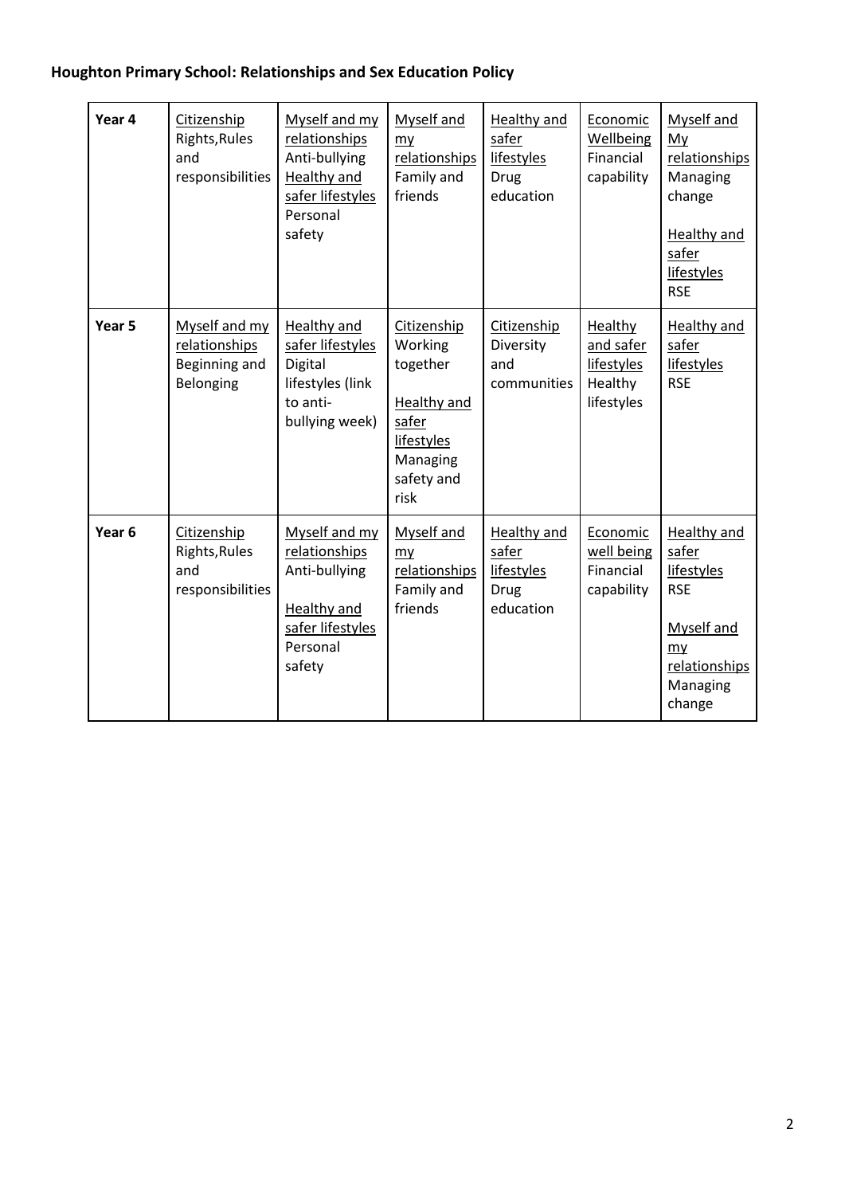**Houghton Primary School: Relationships and Sex Education Policy**

| | | | | | | |
|---|---|---|---|---|---|---|
| **Year 4** | Citizenship Rights,Rules and responsibilities | Myself and my relationships Anti-bullying Healthy and safer lifestyles Personal safety | Myself and my relationships Family and friends | Healthy and safer lifestyles Drug education | Economic Wellbeing Financial capability | Myself and My relationships Managing change<br><br>Healthy and safer lifestyles RSE |
| **Year 5** | Myself and my relationships Beginning and Belonging | Healthy and safer lifestyles Digital lifestyles (link to anti-bullying week) | Citizenship Working together<br><br>Healthy and safer lifestyles Managing safety and risk | Citizenship Diversity and communities | Healthy and safer lifestyles Healthy lifestyles | Healthy and safer lifestyles RSE |
| **Year 6** | Citizenship Rights,Rules and responsibilities | Myself and my relationships Anti-bullying<br><br>Healthy and safer lifestyles Personal safety | Myself and my relationships Family and friends | Healthy and safer lifestyles Drug education | Economic well being Financial capability | Healthy and safer lifestyles RSE<br><br>Myself and my relationships Managing change |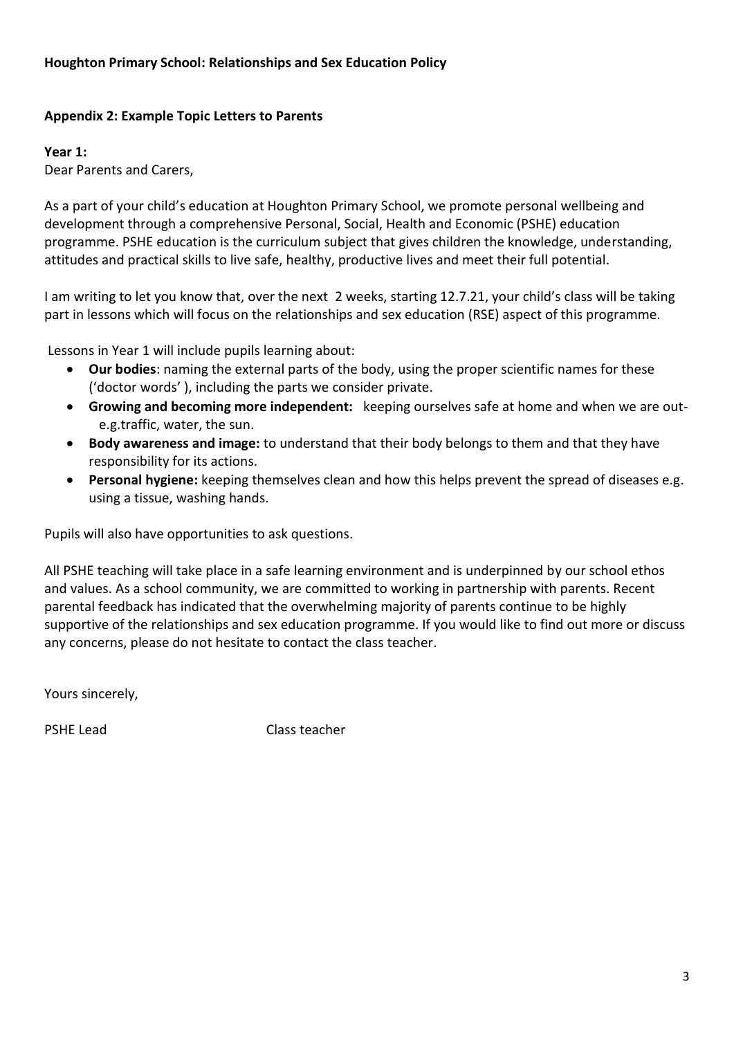**Houghton Primary School: Relationships and Sex Education Policy**

**Appendix 2: Example Topic Letters to Parents**

**Year 1:**

Dear Parents and Carers,

As a part of your child's education at Houghton Primary School, we promote personal wellbeing and development through a comprehensive Personal, Social, Health and Economic (PSHE) education programme. PSHE education is the curriculum subject that gives children the knowledge, understanding, attitudes and practical skills to live safe, healthy, productive lives and meet their full potential.

I am writing to let you know that, over the next 2 weeks, starting 12.7.21, your child's class will be taking part in lessons which will focus on the relationships and sex education (RSE) aspect of this programme.

Lessons in Year 1 will include pupils learning about:

- **Our bodies**: naming the external parts of the body, using the proper scientific names for these ('doctor words' ), including the parts we consider private.
- **Growing and becoming more independent:** keeping ourselves safe at home and when we are out- e.g.traffic, water, the sun.
- **Body awareness and image:** to understand that their body belongs to them and that they have responsibility for its actions.
- **Personal hygiene:** keeping themselves clean and how this helps prevent the spread of diseases e.g. using a tissue, washing hands.

Pupils will also have opportunities to ask questions.

All PSHE teaching will take place in a safe learning environment and is underpinned by our school ethos and values. As a school community, we are committed to working in partnership with parents. Recent parental feedback has indicated that the overwhelming majority of parents continue to be highly supportive of the relationships and sex education programme. If you would like to find out more or discuss any concerns, please do not hesitate to contact the class teacher.

Yours sincerely,

PSHE Lead Class teacher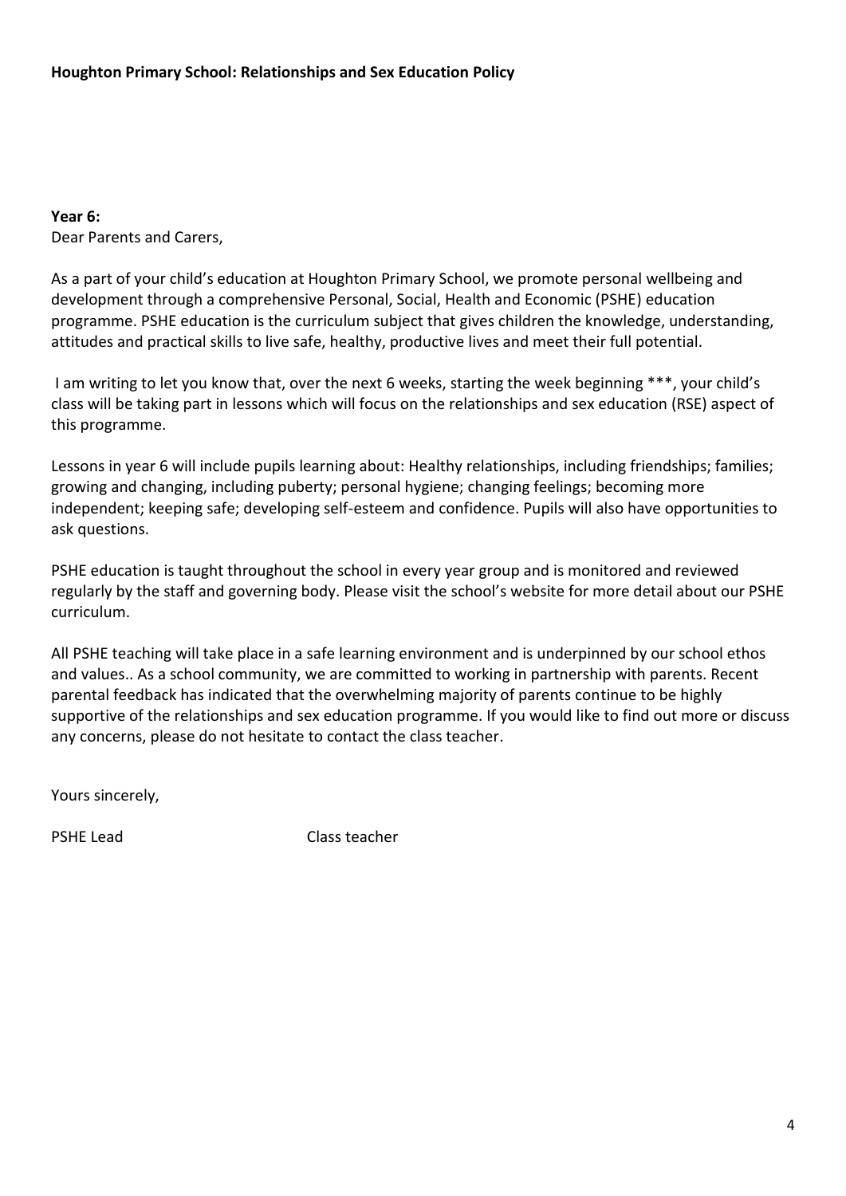**Houghton Primary School: Relationships and Sex Education Policy**

**Year 6:**
Dear Parents and Carers,

As a part of your child's education at Houghton Primary School, we promote personal wellbeing and development through a comprehensive Personal, Social, Health and Economic (PSHE) education programme. PSHE education is the curriculum subject that gives children the knowledge, understanding, attitudes and practical skills to live safe, healthy, productive lives and meet their full potential.

I am writing to let you know that, over the next 6 weeks, starting the week beginning ***, your child's class will be taking part in lessons which will focus on the relationships and sex education (RSE) aspect of this programme.

Lessons in year 6 will include pupils learning about: Healthy relationships, including friendships; families; growing and changing, including puberty; personal hygiene; changing feelings; becoming more independent; keeping safe; developing self-esteem and confidence. Pupils will also have opportunities to ask questions.

PSHE education is taught throughout the school in every year group and is monitored and reviewed regularly by the staff and governing body. Please visit the school's website for more detail about our PSHE curriculum.

All PSHE teaching will take place in a safe learning environment and is underpinned by our school ethos and values.. As a school community, we are committed to working in partnership with parents. Recent parental feedback has indicated that the overwhelming majority of parents continue to be highly supportive of the relationships and sex education programme. If you would like to find out more or discuss any concerns, please do not hesitate to contact the class teacher.

Yours sincerely,

PSHE Lead Class teacher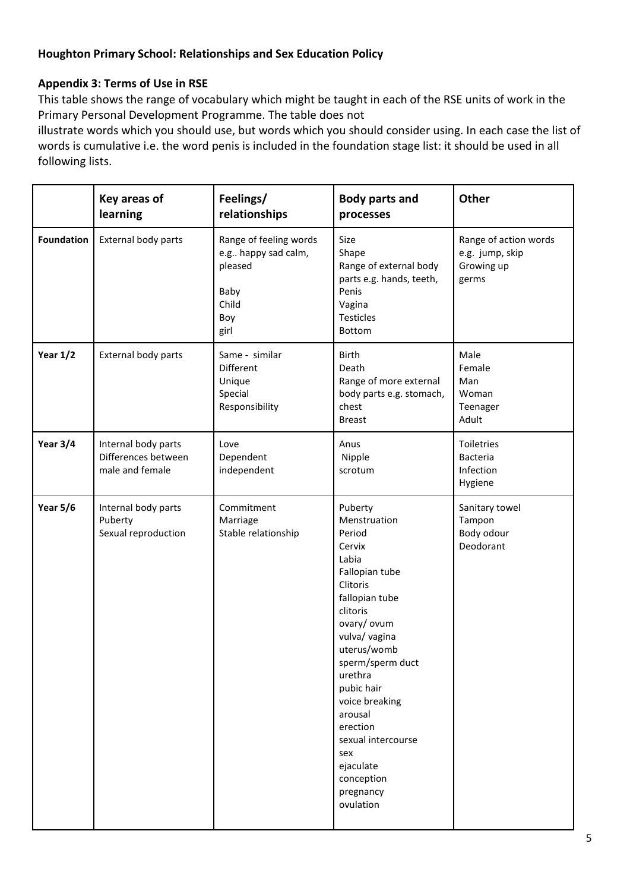**Houghton Primary School: Relationships and Sex Education Policy**

**Appendix 3: Terms of Use in RSE**

This table shows the range of vocabulary which might be taught in each of the RSE units of work in the Primary Personal Development Programme. The table does not illustrate words which you should use, but words which you should consider using. In each case the list of words is cumulative i.e. the word penis is included in the foundation stage list: it should be used in all following lists.

| | Key areas of learning | Feelings/ relationships | Body parts and processes | Other |
|---|---|---|---|---|
| **Foundation** | External body parts | Range of feeling words e.g.. happy sad calm, pleased<br><br>Baby<br>Child<br>Boy<br>girl | Size<br>Shape<br>Range of external body parts e.g. hands, teeth,<br>Penis<br>Vagina<br>Testicles<br>Bottom | Range of action words e.g. jump, skip<br>Growing up<br>germs |
| **Year 1/2** | External body parts | Same - similar<br>Different<br>Unique<br>Special<br>Responsibility | Birth<br>Death<br>Range of more external body parts e.g. stomach, chest<br>Breast | Male<br>Female<br>Man<br>Woman<br>Teenager<br>Adult |
| **Year 3/4** | Internal body parts<br>Differences between male and female | Love<br>Dependent<br>independent | Anus<br>Nipple<br>scrotum | Toiletries<br>Bacteria<br>Infection<br>Hygiene |
| **Year 5/6** | Internal body parts<br>Puberty<br>Sexual reproduction | Commitment<br>Marriage<br>Stable relationship | Puberty<br>Menstruation<br>Period<br>Cervix<br>Labia<br>Fallopian tube<br>Clitoris<br>fallopian tube<br>clitoris<br>ovary/ ovum<br>vulva/ vagina<br>uterus/womb<br>sperm/sperm duct<br>urethra<br>pubic hair<br>voice breaking<br>arousal<br>erection<br>sexual intercourse<br>sex<br>ejaculate<br>conception<br>pregnancy<br>ovulation | Sanitary towel<br>Tampon<br>Body odour<br>Deodorant |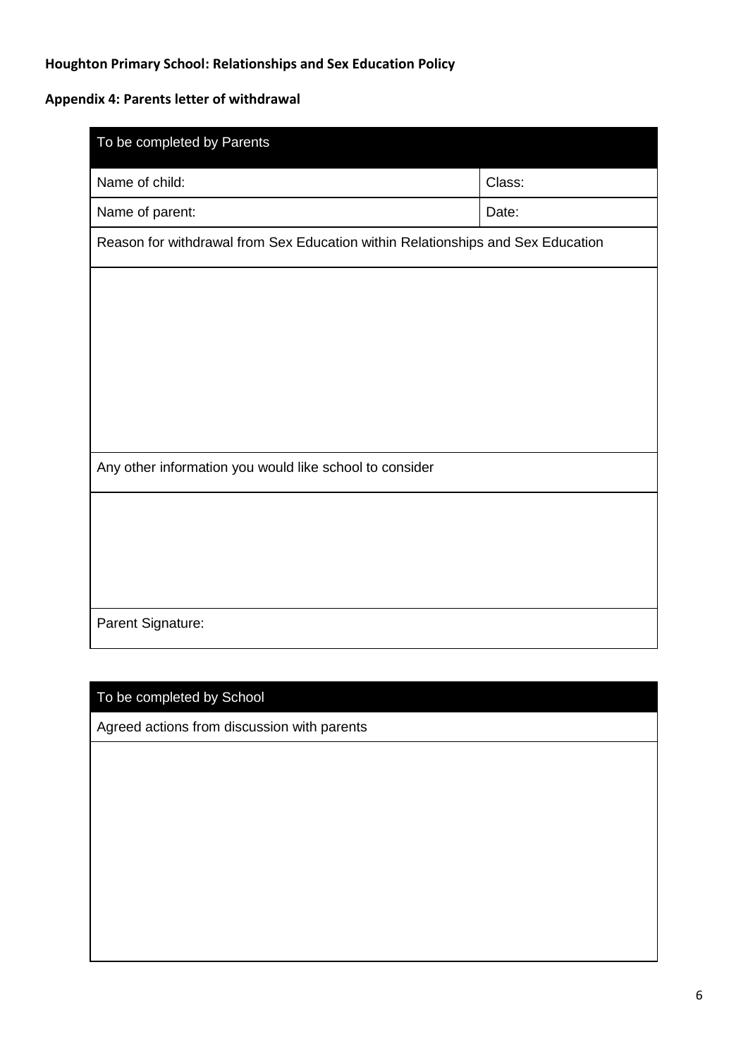**Houghton Primary School: Relationships and Sex Education Policy**

**Appendix 4: Parents letter of withdrawal**

| To be completed by Parents | |
|---|---|
| Name of child: | Class: |
| Name of parent: | Date: |
| Reason for withdrawal from Sex Education within Relationships and Sex Education | |
| | |
| Any other information you would like school to consider | |
| | |
| Parent Signature: | |

| To be completed by School |
|---|
| Agreed actions from discussion with parents |
| |